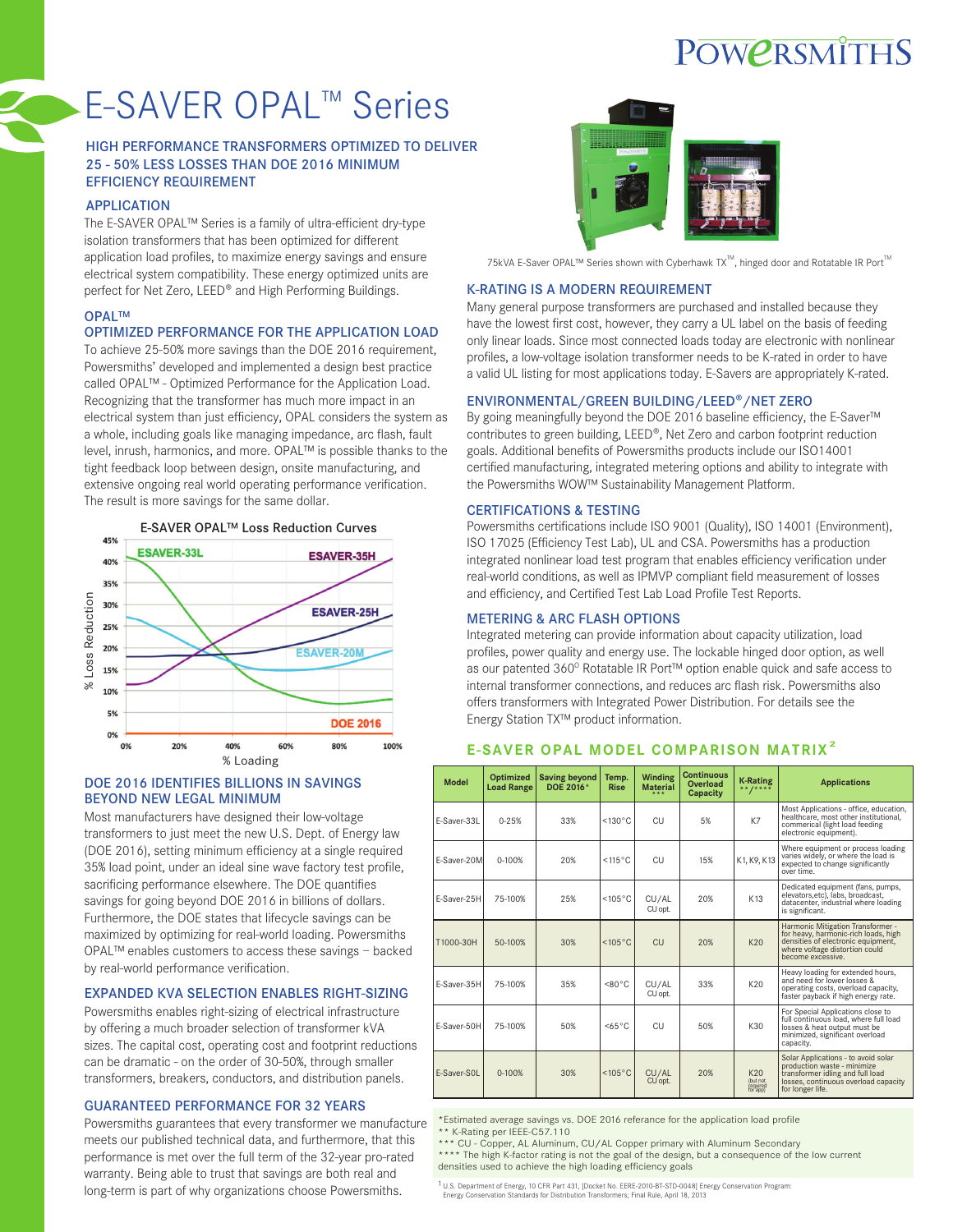# E-SAVER OPAL™ Series

## HIGH PERFORMANCE TRANSFORMERS OPTIMIZED TO DELIVER 25 - 50% LESS LOSSES THAN DOE 2016 MINIMUM EFFICIENCY REQUIREMENT

### APPLICATION

The E-SAVER OPAL™ Series is a family of ultra-efficient dry-type isolation transformers that has been optimized for different application load profiles, to maximize energy savings and ensure electrical system compatibility. These energy optimized units are perfect for Net Zero, LEED® and High Performing Buildings.

### OPAL™
### OPTIMIZED PERFORMANCE FOR THE APPLICATION LOAD

To achieve 25-50% more savings than the DOE 2016 requirement, Powersmiths' developed and implemented a design best practice called OPAL™ - Optimized Performance for the Application Load. Recognizing that the transformer has much more impact in an electrical system than just efficiency, OPAL considers the system as a whole, including goals like managing impedance, arc flash, fault level, inrush, harmonics, and more. OPAL™ is possible thanks to the tight feedback loop between design, onsite manufacturing, and extensive ongoing real world operating performance verification. The result is more savings for the same dollar.

E-SAVER OPAL™ Loss Reduction Curves

### DOE 2016 IDENTIFIES BILLIONS IN SAVINGS BEYOND NEW LEGAL MINIMUM

Most manufacturers have designed their low-voltage transformers to just meet the new U.S. Dept. of Energy law (DOE 2016), setting minimum efficiency at a single required 35% load point, under an ideal sine wave factory test profile, sacrificing performance elsewhere. The DOE quantifies savings for going beyond DOE 2016 in billions of dollars. Furthermore, the DOE states that lifecycle savings can be maximized by optimizing for real-world loading. Powersmiths OPAL™ enables customers to access these savings – backed by real-world performance verification.

### EXPANDED KVA SELECTION ENABLES RIGHT-SIZING

Powersmiths enables right-sizing of electrical infrastructure by offering a much broader selection of transformer kVA sizes. The capital cost, operating cost and footprint reductions can be dramatic - on the order of 30-50%, through smaller transformers, breakers, conductors, and distribution panels.

### GUARANTEED PERFORMANCE FOR 32 YEARS

Powersmiths guarantees that every transformer we manufacture meets our published technical data, and furthermore, that this performance is met over the full term of the 32-year pro-rated warranty. Being able to trust that savings are both real and long-term is part of why organizations choose Powersmiths.

75kVA E-Saver OPAL™ Series shown with Cyberhawk TX™, hinged door and Rotatable IR Port™

### K-RATING IS A MODERN REQUIREMENT

Many general purpose transformers are purchased and installed because they have the lowest first cost, however, they carry a UL label on the basis of feeding only linear loads. Since most connected loads today are electronic with nonlinear profiles, a low-voltage isolation transformer needs to be K-rated in order to have a valid UL listing for most applications today. E-Savers are appropriately K-rated.

### ENVIRONMENTAL/GREEN BUILDING/LEED®/NET ZERO

By going meaningfully beyond the DOE 2016 baseline efficiency, the E-Saver™ contributes to green building, LEED®, Net Zero and carbon footprint reduction goals. Additional benefits of Powersmiths products include our ISO14001 certified manufacturing, integrated metering options and ability to integrate with the Powersmiths WOW™ Sustainability Management Platform.

### CERTIFICATIONS & TESTING

Powersmiths certifications include ISO 9001 (Quality), ISO 14001 (Environment), ISO 17025 (Efficiency Test Lab), UL and CSA. Powersmiths has a production integrated nonlinear load test program that enables efficiency verification under real-world conditions, as well as IPMVP compliant field measurement of losses and efficiency, and Certified Test Lab Load Profile Test Reports.

### METERING & ARC FLASH OPTIONS

Integrated metering can provide information about capacity utilization, load profiles, power quality and energy use. The lockable hinged door option, as well as our patented 360° Rotatable IR Port™ option enable quick and safe access to internal transformer connections, and reduces arc flash risk. Powersmiths also offers transformers with Integrated Power Distribution. For details see the Energy Station TX™ product information.

### E-SAVER OPAL MODEL COMPARISON MATRIX[2]

| Model | Optimized Load Range | Saving beyond DOE 2016* | Temp. Rise | Winding Material *** | Continuous Overload Capacity | K-Rating **/**** | Applications |
|---|---|---|---|---|---|---|---|
| E-Saver-33L | 0-25% | 33% | <130°C | CU | 5% | K7 | Most Applications - office, education, healthcare, most other institutional, commerical (light load feeding electronic equipment). |
| E-Saver-20M | 0-100% | 20% | <115°C | CU | 15% | K1, K9, K13 | Where equipment or process loading varies widely, or where the load is expected to change significantly over time. |
| E-Saver-25H | 75-100% | 25% | <105°C | CU/AL CU opt. | 20% | K13 | Dedicated equipment (fans, pumps, elevators,etc), labs, broadcast, datacenter, industrial where loading is significant. |
| T1000-30H | 50-100% | 30% | <105°C | CU | 20% | K20 | Harmonic Mitigation Transformer - for heavy, harmonic-rich loads, high densities of electronic equipment, where voltage distortion could become excessive. |
| E-Saver-35H | 75-100% | 35% | <80°C | CU/AL CU opt. | 33% | K20 | Heavy loading for extended hours, and need for lower losses & operating costs, overload capacity, faster payback if high energy rate. |
| E-Saver-50H | 75-100% | 50% | <65°C | CU | 50% | K30 | For Special Applications close to full continuous load, where full load losses & heat output must be minimized, significant overload capacity. |
| E-Saver-SOL | 0-100% | 30% | <105°C | CU/AL CU opt. | 20% | K20 (but not required for app) | Solar Applications - to avoid solar production waste - minimize transformer idling and full load losses, continuous overload capacity for longer life. |

*Estimated average savings vs. DOE 2016 referance for the application load profile
** K-Rating per IEEE-C57.110
*** CU - Copper, AL Aluminum, CU/AL Copper primary with Aluminum Secondary
**** The high K-factor rating is not the goal of the design, but a consequence of the low current densities used to achieve the high loading efficiency goals

[1] U.S. Department of Energy, 10 CFR Part 431, [Docket No. EERE-2010-BT-STD-0048] Energy Conservation Program: Energy Conservation Standards for Distribution Transformers; Final Rule, April 18, 2013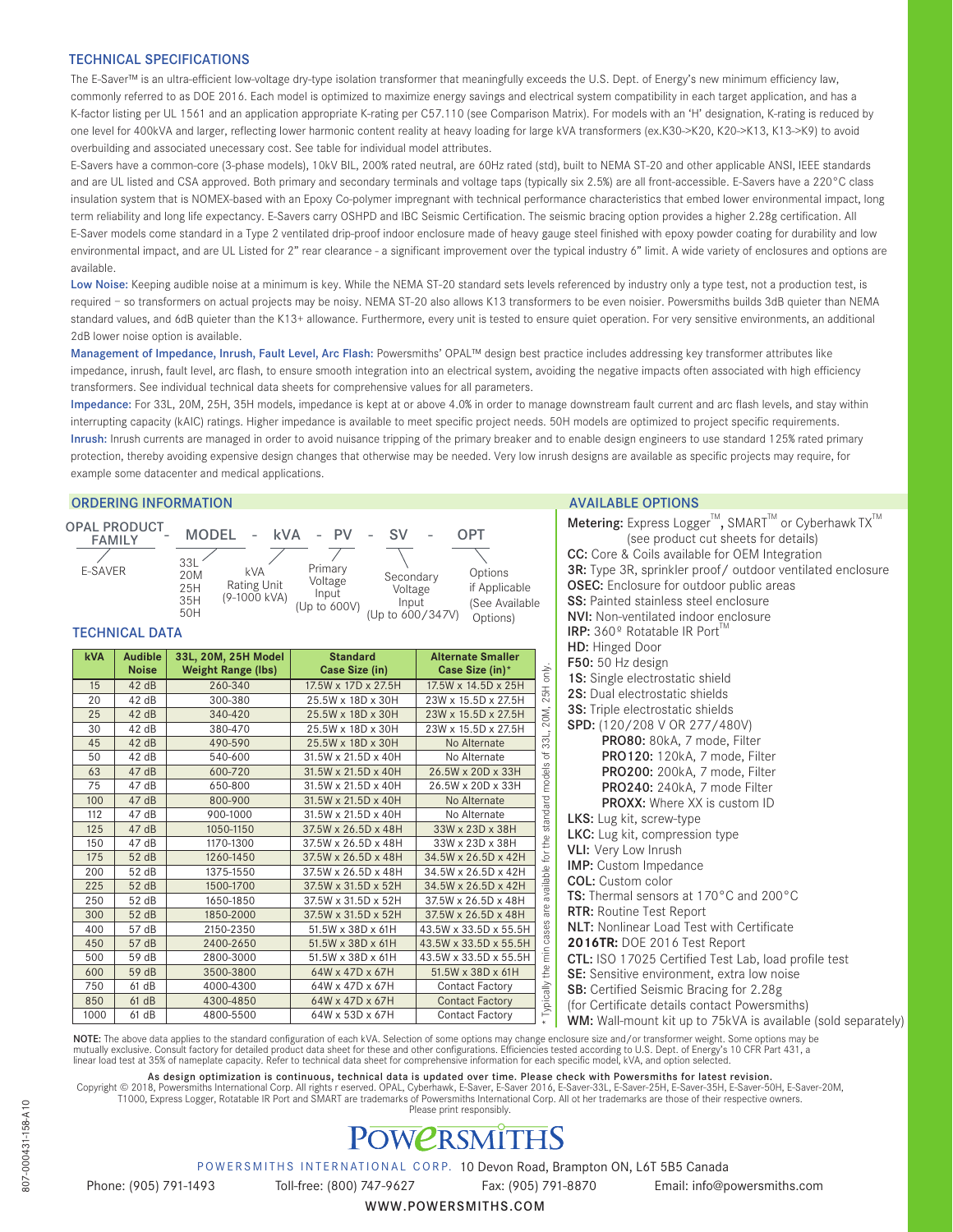## TECHNICAL SPECIFICATIONS

The E-Saver™ is an ultra-efficient low-voltage dry-type isolation transformer that meaningfully exceeds the U.S. Dept. of Energy's new minimum efficiency law, commonly referred to as DOE 2016. Each model is optimized to maximize energy savings and electrical system compatibility in each target application, and has a K-factor listing per UL 1561 and an application appropriate K-rating per C57.110 (see Comparison Matrix). For models with an 'H' designation, K-rating is reduced by one level for 400kVA and larger, reflecting lower harmonic content reality at heavy loading for large kVA transformers (ex.K30->K20, K20->K13, K13->K9) to avoid overbuilding and associated unecessary cost. See table for individual model attributes.

E-Savers have a common-core (3-phase models), 10kV BIL, 200% rated neutral, are 60Hz rated (std), built to NEMA ST-20 and other applicable ANSI, IEEE standards and are UL listed and CSA approved. Both primary and secondary terminals and voltage taps (typically six 2.5%) are all front-accessible. E-Savers have a 220°C class insulation system that is NOMEX-based with an Epoxy Co-polymer impregnant with technical performance characteristics that embed lower environmental impact, long term reliability and long life expectancy. E-Savers carry OSHPD and IBC Seismic Certification. The seismic bracing option provides a higher 2.28g certification. All E-Saver models come standard in a Type 2 ventilated drip-proof indoor enclosure made of heavy gauge steel finished with epoxy powder coating for durability and low environmental impact, and are UL Listed for 2" rear clearance - a significant improvement over the typical industry 6" limit. A wide variety of enclosures and options are available.

**Low Noise:** Keeping audible noise at a minimum is key. While the NEMA ST-20 standard sets levels referenced by industry only a type test, not a production test, is required – so transformers on actual projects may be noisy. NEMA ST-20 also allows K13 transformers to be even noisier. Powersmiths builds 3dB quieter than NEMA standard values, and 6dB quieter than the K13+ allowance. Furthermore, every unit is tested to ensure quiet operation. For very sensitive environments, an additional 2dB lower noise option is available.

**Management of Impedance, Inrush, Fault Level, Arc Flash:** Powersmiths' OPAL™ design best practice includes addressing key transformer attributes like impedance, inrush, fault level, arc flash, to ensure smooth integration into an electrical system, avoiding the negative impacts often associated with high efficiency transformers. See individual technical data sheets for comprehensive values for all parameters.

**Impedance:** For 33L, 20M, 25H, 35H models, impedance is kept at or above 4.0% in order to manage downstream fault current and arc flash levels, and stay within interrupting capacity (kAIC) ratings. Higher impedance is available to meet specific project needs. 50H models are optimized to project specific requirements.

**Inrush:** Inrush currents are managed in order to avoid nuisance tripping of the primary breaker and to enable design engineers to use standard 125% rated primary protection, thereby avoiding expensive design changes that otherwise may be needed. Very low inrush designs are available as specific projects may require, for example some datacenter and medical applications.

## ORDERING INFORMATION

OPAL PRODUCT FAMILY - MODEL - kVA - PV - SV - OPT

- OPAL PRODUCT FAMILY: E-SAVER
- MODEL: 33L, 20M, 25H, 35H, 50H
- kVA: kVA Rating Unit (9-1000 kVA)
- PV: Primary Voltage Input (Up to 600V)
- SV: Secondary Voltage Input (Up to 600/347V)
- OPT: Options if Applicable (See Available Options)

## TECHNICAL DATA

| kVA | Audible Noise | 33L, 20M, 25H Model Weight Range (lbs) | Standard Case Size (in) | Alternate Smaller Case Size (in)* |
|---|---|---|---|---|
| 15 | 42 dB | 260-340 | 17.5W x 17D x 27.5H | 17.5W x 14.5D x 25H |
| 20 | 42 dB | 300-380 | 25.5W x 18D x 30H | 23W x 15.5D x 27.5H |
| 25 | 42 dB | 340-420 | 25.5W x 18D x 30H | 23W x 15.5D x 27.5H |
| 30 | 42 dB | 380-470 | 25.5W x 18D x 30H | 23W x 15.5D x 27.5H |
| 45 | 42 dB | 490-590 | 25.5W x 18D x 30H | No Alternate |
| 50 | 42 dB | 540-600 | 31.5W x 21.5D x 40H | No Alternate |
| 63 | 47 dB | 600-720 | 31.5W x 21.5D x 40H | 26.5W x 20D x 33H |
| 75 | 47 dB | 650-800 | 31.5W x 21.5D x 40H | 26.5W x 20D x 33H |
| 100 | 47 dB | 800-900 | 31.5W x 21.5D x 40H | No Alternate |
| 112 | 47 dB | 900-1000 | 31.5W x 21.5D x 40H | No Alternate |
| 125 | 47 dB | 1050-1150 | 37.5W x 26.5D x 48H | 33W x 23D x 38H |
| 150 | 47 dB | 1170-1300 | 37.5W x 26.5D x 48H | 33W x 23D x 38H |
| 175 | 52 dB | 1260-1450 | 37.5W x 26.5D x 48H | 34.5W x 26.5D x 42H |
| 200 | 52 dB | 1375-1550 | 37.5W x 26.5D x 48H | 34.5W x 26.5D x 42H |
| 225 | 52 dB | 1500-1700 | 37.5W x 31.5D x 52H | 34.5W x 26.5D x 42H |
| 250 | 52 dB | 1650-1850 | 37.5W x 31.5D x 52H | 37.5W x 26.5D x 48H |
| 300 | 52 dB | 1850-2000 | 37.5W x 31.5D x 52H | 37.5W x 26.5D x 48H |
| 400 | 57 dB | 2150-2350 | 51.5W x 38D x 61H | 43.5W x 33.5D x 55.5H |
| 450 | 57 dB | 2400-2650 | 51.5W x 38D x 61H | 43.5W x 33.5D x 55.5H |
| 500 | 59 dB | 2800-3000 | 51.5W x 38D x 61H | 43.5W x 33.5D x 55.5H |
| 600 | 59 dB | 3500-3800 | 64W x 47D x 67H | 51.5W x 38D x 61H |
| 750 | 61 dB | 4000-4300 | 64W x 47D x 67H | Contact Factory |
| 850 | 61 dB | 4300-4850 | 64W x 47D x 67H | Contact Factory |
| 1000 | 61 dB | 4800-5500 | 64W x 53D x 67H | Contact Factory |

* Typically the min cases are available for the standard models of 33L, 20M, 25H only.

## AVAILABLE OPTIONS

**Metering:** Express Logger™, SMART™ or Cyberhawk TX™ (see product cut sheets for details)
**CC:** Core & Coils available for OEM Integration
**3R:** Type 3R, sprinkler proof/ outdoor ventilated enclosure
**OSEC:** Enclosure for outdoor public areas
**SS:** Painted stainless steel enclosure
**NVI:** Non-ventilated indoor enclosure
**IRP:** 360° Rotatable IR Port™
**HD:** Hinged Door
**F50:** 50 Hz design
**1S:** Single electrostatic shield
**2S:** Dual electrostatic shields
**3S:** Triple electrostatic shields
**SPD:** (120/208 V OR 277/480V)
- **PRO80:** 80kA, 7 mode, Filter
- **PRO120:** 120kA, 7 mode, Filter
- **PRO200:** 200kA, 7 mode, Filter
- **PRO240:** 240kA, 7 mode Filter
- **PROXX:** Where XX is custom ID

**LKS:** Lug kit, screw-type
**LKC:** Lug kit, compression type
**VLI:** Very Low Inrush
**IMP:** Custom Impedance
**COL:** Custom color
**TS:** Thermal sensors at 170°C and 200°C
**RTR:** Routine Test Report
**NLT:** Nonlinear Load Test with Certificate
**2016TR:** DOE 2016 Test Report
**CTL:** ISO 17025 Certified Test Lab, load profile test
**SE:** Sensitive environment, extra low noise
**SB:** Certified Seismic Bracing for 2.28g (for Certificate details contact Powersmiths)
**WM:** Wall-mount kit up to 75kVA is available (sold separately)

**NOTE:** The above data applies to the standard configuration of each kVA. Selection of some options may change enclosure size and/or transformer weight. Some options may be mutually exclusive. Consult factory for detailed product data sheet for these and other configurations. Efficiencies tested according to U.S. Dept. of Energy's 10 CFR Part 431, a linear load test at 35% of nameplate capacity. Refer to technical data sheet for comprehensive information for each specific model, kVA, and option selected.

**As design optimization is continuous, technical data is updated over time. Please check with Powersmiths for latest revision.**

Copyright © 2018, Powersmiths International Corp. All rights r eserved. OPAL, Cyberhawk, E-Saver, E-Saver 2016, E-Saver-33L, E-Saver-25H, E-Saver-35H, E-Saver-50H, E-Saver-20M, T1000, Express Logger, Rotatable IR Port and SMART are trademarks of Powersmiths International Corp. All ot her trademarks are those of their respective owners.

Please print responsibly.

POWERSMITHS

POWERSMITHS INTERNATIONAL CORP. 10 Devon Road, Brampton ON, L6T 5B5 Canada

Phone: (905) 791-1493 Toll-free: (800) 747-9627 Fax: (905) 791-8870 Email: info@powersmiths.com

WWW.POWERSMITHS.COM

807-000431-158-A10